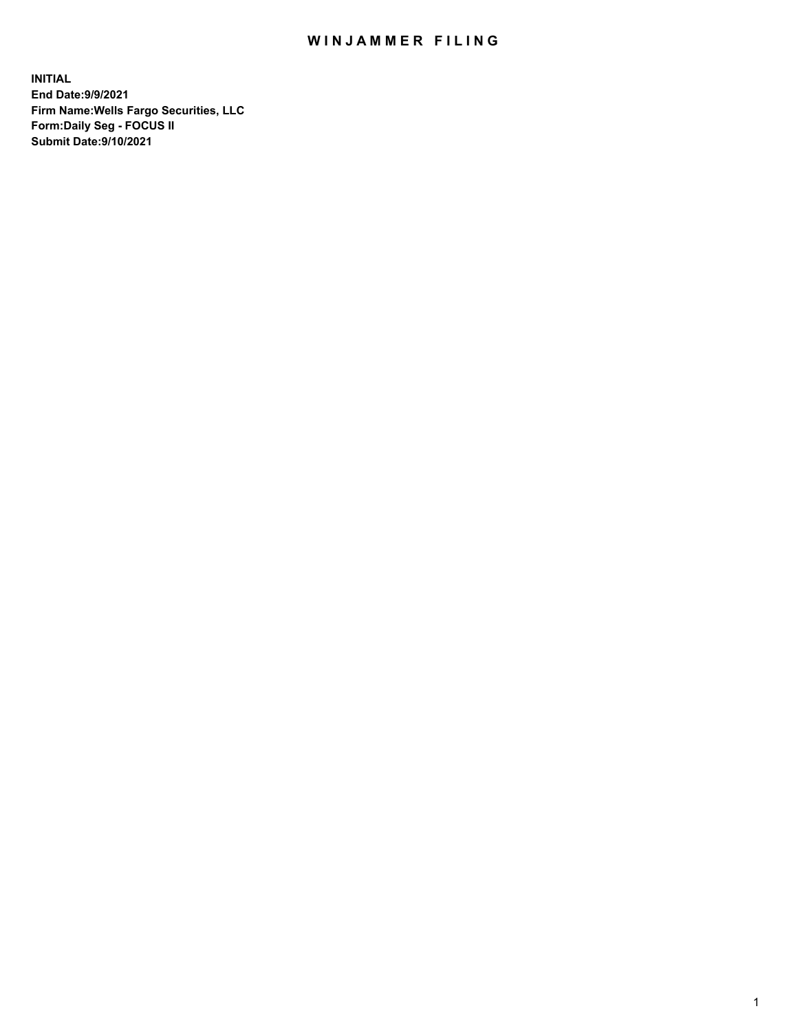# WINJAMMER FILING

**INITIAL**
**End Date:9/9/2021**
**Firm Name:Wells Fargo Securities, LLC**
**Form:Daily Seg - FOCUS II**
**Submit Date:9/10/2021**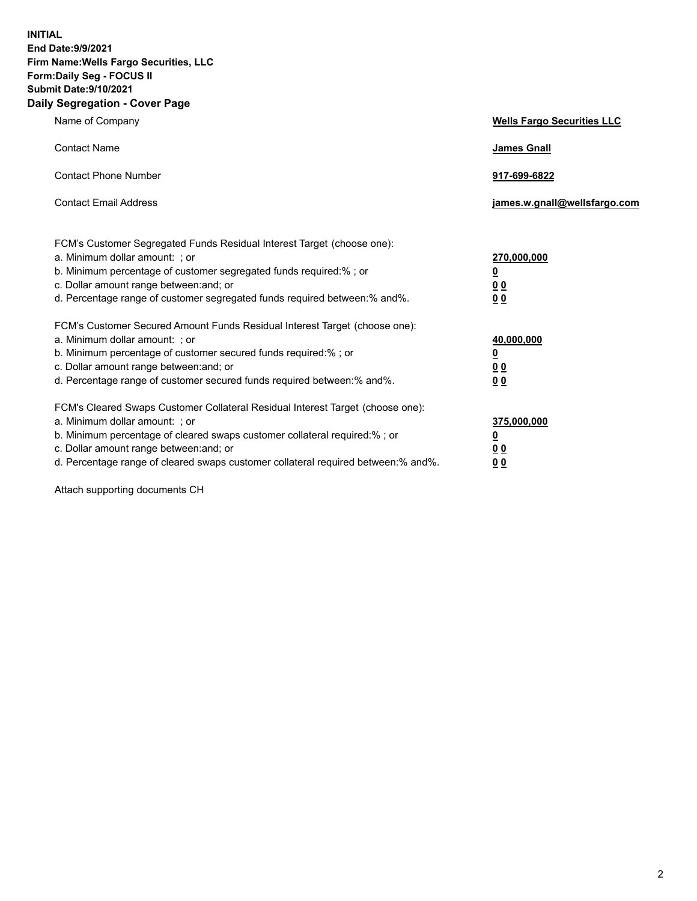**INITIAL**
**End Date:9/9/2021**
**Firm Name:Wells Fargo Securities, LLC**
**Form:Daily Seg - FOCUS II**
**Submit Date:9/10/2021**

## Daily Segregation - Cover Page

| | |
|---|---|
| Name of Company | **Wells Fargo Securities LLC** |
| Contact Name | **James Gnall** |
| Contact Phone Number | **917-699-6822** |
| Contact Email Address | **james.w.gnall@wellsfargo.com** |

| | |
|---|---|
| FCM's Customer Segregated Funds Residual Interest Target (choose one): | |
| a. Minimum dollar amount: ; or | **270,000,000** |
| b. Minimum percentage of customer segregated funds required:% ; or | **0** |
| c. Dollar amount range between:and; or | **0 0** |
| d. Percentage range of customer segregated funds required between:% and%. | **0 0** |
| FCM's Customer Secured Amount Funds Residual Interest Target (choose one): | |
| a. Minimum dollar amount: ; or | **40,000,000** |
| b. Minimum percentage of customer secured funds required:% ; or | **0** |
| c. Dollar amount range between:and; or | **0 0** |
| d. Percentage range of customer secured funds required between:% and%. | **0 0** |
| FCM's Cleared Swaps Customer Collateral Residual Interest Target (choose one): | |
| a. Minimum dollar amount: ; or | **375,000,000** |
| b. Minimum percentage of cleared swaps customer collateral required:% ; or | **0** |
| c. Dollar amount range between:and; or | **0 0** |
| d. Percentage range of cleared swaps customer collateral required between:% and%. | **0 0** |

Attach supporting documents CH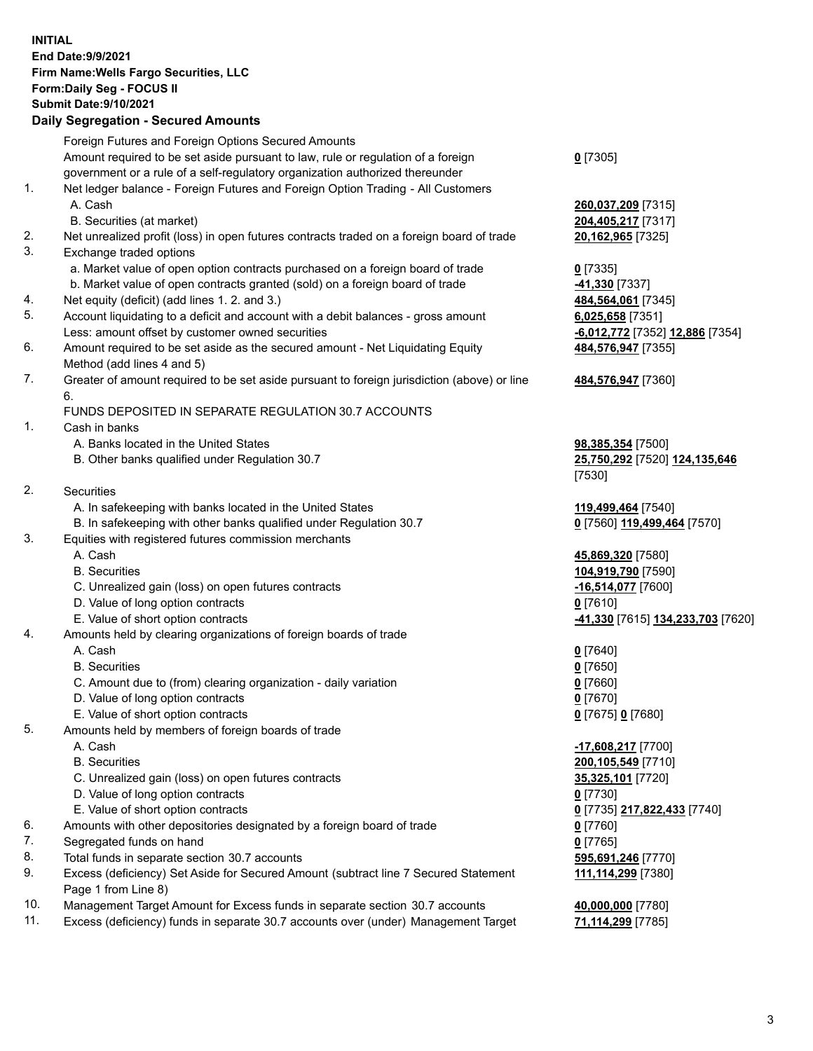**INITIAL**
**End Date:9/9/2021**
**Firm Name:Wells Fargo Securities, LLC**
**Form:Daily Seg - FOCUS II**
**Submit Date:9/10/2021**

## Daily Segregation - Secured Amounts

| | | |
|---|---|---|
| | Foreign Futures and Foreign Options Secured Amounts | |
| | Amount required to be set aside pursuant to law, rule or regulation of a foreign government or a rule of a self-regulatory organization authorized thereunder | **0** [7305] |
| 1. | Net ledger balance - Foreign Futures and Foreign Option Trading - All Customers | |
| | A. Cash | **260,037,209** [7315] |
| | B. Securities (at market) | **204,405,217** [7317] |
| 2. | Net unrealized profit (loss) in open futures contracts traded on a foreign board of trade | **20,162,965** [7325] |
| 3. | Exchange traded options | |
| | a. Market value of open option contracts purchased on a foreign board of trade | **0** [7335] |
| | b. Market value of open contracts granted (sold) on a foreign board of trade | **-41,330** [7337] |
| 4. | Net equity (deficit) (add lines 1. 2. and 3.) | **484,564,061** [7345] |
| 5. | Account liquidating to a deficit and account with a debit balances - gross amount | **6,025,658** [7351] |
| | Less: amount offset by customer owned securities | **-6,012,772** [7352] **12,886** [7354] |
| 6. | Amount required to be set aside as the secured amount - Net Liquidating Equity Method (add lines 4 and 5) | **484,576,947** [7355] |
| 7. | Greater of amount required to be set aside pursuant to foreign jurisdiction (above) or line 6. | **484,576,947** [7360] |
| | FUNDS DEPOSITED IN SEPARATE REGULATION 30.7 ACCOUNTS | |
| 1. | Cash in banks | |
| | A. Banks located in the United States | **98,385,354** [7500] |
| | B. Other banks qualified under Regulation 30.7 | **25,750,292** [7520] **124,135,646** [7530] |
| 2. | Securities | |
| | A. In safekeeping with banks located in the United States | **119,499,464** [7540] |
| | B. In safekeeping with other banks qualified under Regulation 30.7 | **0** [7560] **119,499,464** [7570] |
| 3. | Equities with registered futures commission merchants | |
| | A. Cash | **45,869,320** [7580] |
| | B. Securities | **104,919,790** [7590] |
| | C. Unrealized gain (loss) on open futures contracts | **-16,514,077** [7600] |
| | D. Value of long option contracts | **0** [7610] |
| | E. Value of short option contracts | **-41,330** [7615] **134,233,703** [7620] |
| 4. | Amounts held by clearing organizations of foreign boards of trade | |
| | A. Cash | **0** [7640] |
| | B. Securities | **0** [7650] |
| | C. Amount due to (from) clearing organization - daily variation | **0** [7660] |
| | D. Value of long option contracts | **0** [7670] |
| | E. Value of short option contracts | **0** [7675] **0** [7680] |
| 5. | Amounts held by members of foreign boards of trade | |
| | A. Cash | **-17,608,217** [7700] |
| | B. Securities | **200,105,549** [7710] |
| | C. Unrealized gain (loss) on open futures contracts | **35,325,101** [7720] |
| | D. Value of long option contracts | **0** [7730] |
| | E. Value of short option contracts | **0** [7735] **217,822,433** [7740] |
| 6. | Amounts with other depositories designated by a foreign board of trade | **0** [7760] |
| 7. | Segregated funds on hand | **0** [7765] |
| 8. | Total funds in separate section 30.7 accounts | **595,691,246** [7770] |
| 9. | Excess (deficiency) Set Aside for Secured Amount (subtract line 7 Secured Statement Page 1 from Line 8) | **111,114,299** [7380] |
| 10. | Management Target Amount for Excess funds in separate section 30.7 accounts | **40,000,000** [7780] |
| 11. | Excess (deficiency) funds in separate 30.7 accounts over (under) Management Target | **71,114,299** [7785] |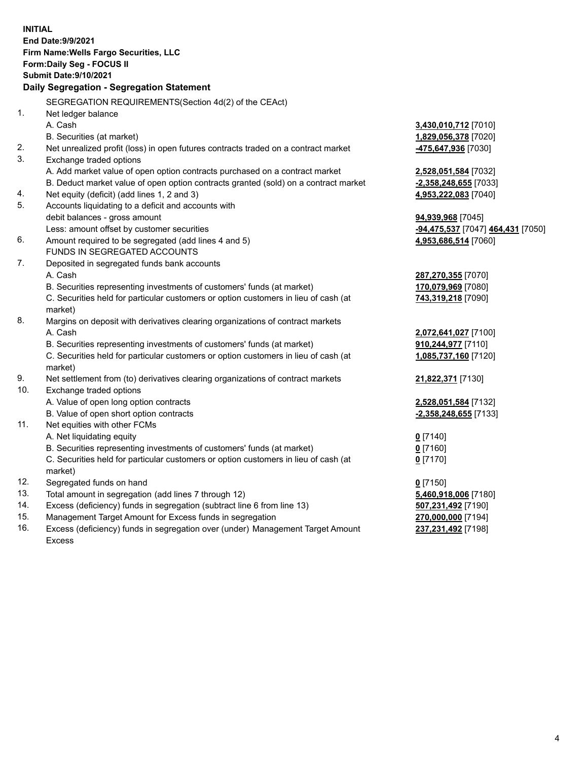**INITIAL**
**End Date:9/9/2021**
**Firm Name:Wells Fargo Securities, LLC**
**Form:Daily Seg - FOCUS II**
**Submit Date:9/10/2021**

**Daily Segregation - Segregation Statement**

SEGREGATION REQUIREMENTS(Section 4d(2) of the CEAct)

| | | |
|---|---|---|
| 1. | Net ledger balance | |
| | A. Cash | **3,430,010,712** [7010] |
| | B. Securities (at market) | **1,829,056,378** [7020] |
| 2. | Net unrealized profit (loss) in open futures contracts traded on a contract market | **-475,647,936** [7030] |
| 3. | Exchange traded options | |
| | A. Add market value of open option contracts purchased on a contract market | **2,528,051,584** [7032] |
| | B. Deduct market value of open option contracts granted (sold) on a contract market | **-2,358,248,655** [7033] |
| 4. | Net equity (deficit) (add lines 1, 2 and 3) | **4,953,222,083** [7040] |
| 5. | Accounts liquidating to a deficit and accounts with | |
| | debit balances - gross amount | **94,939,968** [7045] |
| | Less: amount offset by customer securities | **-94,475,537** [7047] **464,431** [7050] |
| 6. | Amount required to be segregated (add lines 4 and 5) | **4,953,686,514** [7060] |
| | FUNDS IN SEGREGATED ACCOUNTS | |
| 7. | Deposited in segregated funds bank accounts | |
| | A. Cash | **287,270,355** [7070] |
| | B. Securities representing investments of customers' funds (at market) | **170,079,969** [7080] |
| | C. Securities held for particular customers or option customers in lieu of cash (at market) | **743,319,218** [7090] |
| 8. | Margins on deposit with derivatives clearing organizations of contract markets | |
| | A. Cash | **2,072,641,027** [7100] |
| | B. Securities representing investments of customers' funds (at market) | **910,244,977** [7110] |
| | C. Securities held for particular customers or option customers in lieu of cash (at market) | **1,085,737,160** [7120] |
| 9. | Net settlement from (to) derivatives clearing organizations of contract markets | **21,822,371** [7130] |
| 10. | Exchange traded options | |
| | A. Value of open long option contracts | **2,528,051,584** [7132] |
| | B. Value of open short option contracts | **-2,358,248,655** [7133] |
| 11. | Net equities with other FCMs | |
| | A. Net liquidating equity | **0** [7140] |
| | B. Securities representing investments of customers' funds (at market) | **0** [7160] |
| | C. Securities held for particular customers or option customers in lieu of cash (at market) | **0** [7170] |
| 12. | Segregated funds on hand | **0** [7150] |
| 13. | Total amount in segregation (add lines 7 through 12) | **5,460,918,006** [7180] |
| 14. | Excess (deficiency) funds in segregation (subtract line 6 from line 13) | **507,231,492** [7190] |
| 15. | Management Target Amount for Excess funds in segregation | **270,000,000** [7194] |
| 16. | Excess (deficiency) funds in segregation over (under) Management Target Amount Excess | **237,231,492** [7198] |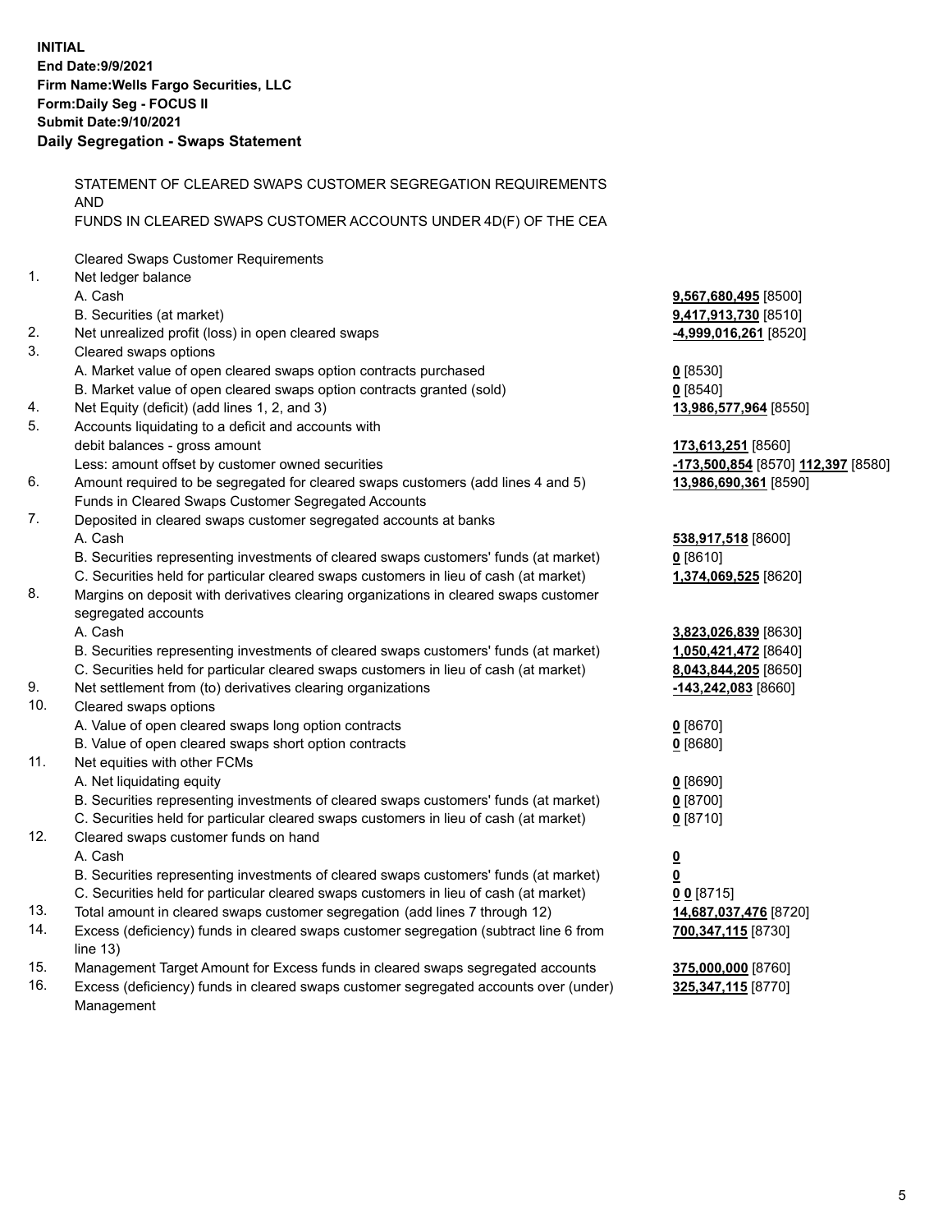**INITIAL**
**End Date:9/9/2021**
**Firm Name:Wells Fargo Securities, LLC**
**Form:Daily Seg - FOCUS II**
**Submit Date:9/10/2021**
**Daily Segregation - Swaps Statement**

STATEMENT OF CLEARED SWAPS CUSTOMER SEGREGATION REQUIREMENTS AND FUNDS IN CLEARED SWAPS CUSTOMER ACCOUNTS UNDER 4D(F) OF THE CEA

| | | |
|---|---|---|
| | Cleared Swaps Customer Requirements | |
| 1. | Net ledger balance | |
| | A. Cash | **9,567,680,495** [8500] |
| | B. Securities (at market) | **9,417,913,730** [8510] |
| 2. | Net unrealized profit (loss) in open cleared swaps | **-4,999,016,261** [8520] |
| 3. | Cleared swaps options | |
| | A. Market value of open cleared swaps option contracts purchased | **0** [8530] |
| | B. Market value of open cleared swaps option contracts granted (sold) | **0** [8540] |
| 4. | Net Equity (deficit) (add lines 1, 2, and 3) | **13,986,577,964** [8550] |
| 5. | Accounts liquidating to a deficit and accounts with debit balances - gross amount | **173,613,251** [8560] |
| | Less: amount offset by customer owned securities | **-173,500,854** [8570] **112,397** [8580] |
| 6. | Amount required to be segregated for cleared swaps customers (add lines 4 and 5) | **13,986,690,361** [8590] |
| | Funds in Cleared Swaps Customer Segregated Accounts | |
| 7. | Deposited in cleared swaps customer segregated accounts at banks | |
| | A. Cash | **538,917,518** [8600] |
| | B. Securities representing investments of cleared swaps customers' funds (at market) | **0** [8610] |
| | C. Securities held for particular cleared swaps customers in lieu of cash (at market) | **1,374,069,525** [8620] |
| 8. | Margins on deposit with derivatives clearing organizations in cleared swaps customer segregated accounts | |
| | A. Cash | **3,823,026,839** [8630] |
| | B. Securities representing investments of cleared swaps customers' funds (at market) | **1,050,421,472** [8640] |
| | C. Securities held for particular cleared swaps customers in lieu of cash (at market) | **8,043,844,205** [8650] |
| 9. | Net settlement from (to) derivatives clearing organizations | **-143,242,083** [8660] |
| 10. | Cleared swaps options | |
| | A. Value of open cleared swaps long option contracts | **0** [8670] |
| | B. Value of open cleared swaps short option contracts | **0** [8680] |
| 11. | Net equities with other FCMs | |
| | A. Net liquidating equity | **0** [8690] |
| | B. Securities representing investments of cleared swaps customers' funds (at market) | **0** [8700] |
| | C. Securities held for particular cleared swaps customers in lieu of cash (at market) | **0** [8710] |
| 12. | Cleared swaps customer funds on hand | |
| | A. Cash | **0** |
| | B. Securities representing investments of cleared swaps customers' funds (at market) | **0** |
| | C. Securities held for particular cleared swaps customers in lieu of cash (at market) | **0** **0** [8715] |
| 13. | Total amount in cleared swaps customer segregation (add lines 7 through 12) | **14,687,037,476** [8720] |
| 14. | Excess (deficiency) funds in cleared swaps customer segregation (subtract line 6 from line 13) | **700,347,115** [8730] |
| 15. | Management Target Amount for Excess funds in cleared swaps segregated accounts | **375,000,000** [8760] |
| 16. | Excess (deficiency) funds in cleared swaps customer segregated accounts over (under) Management | **325,347,115** [8770] |